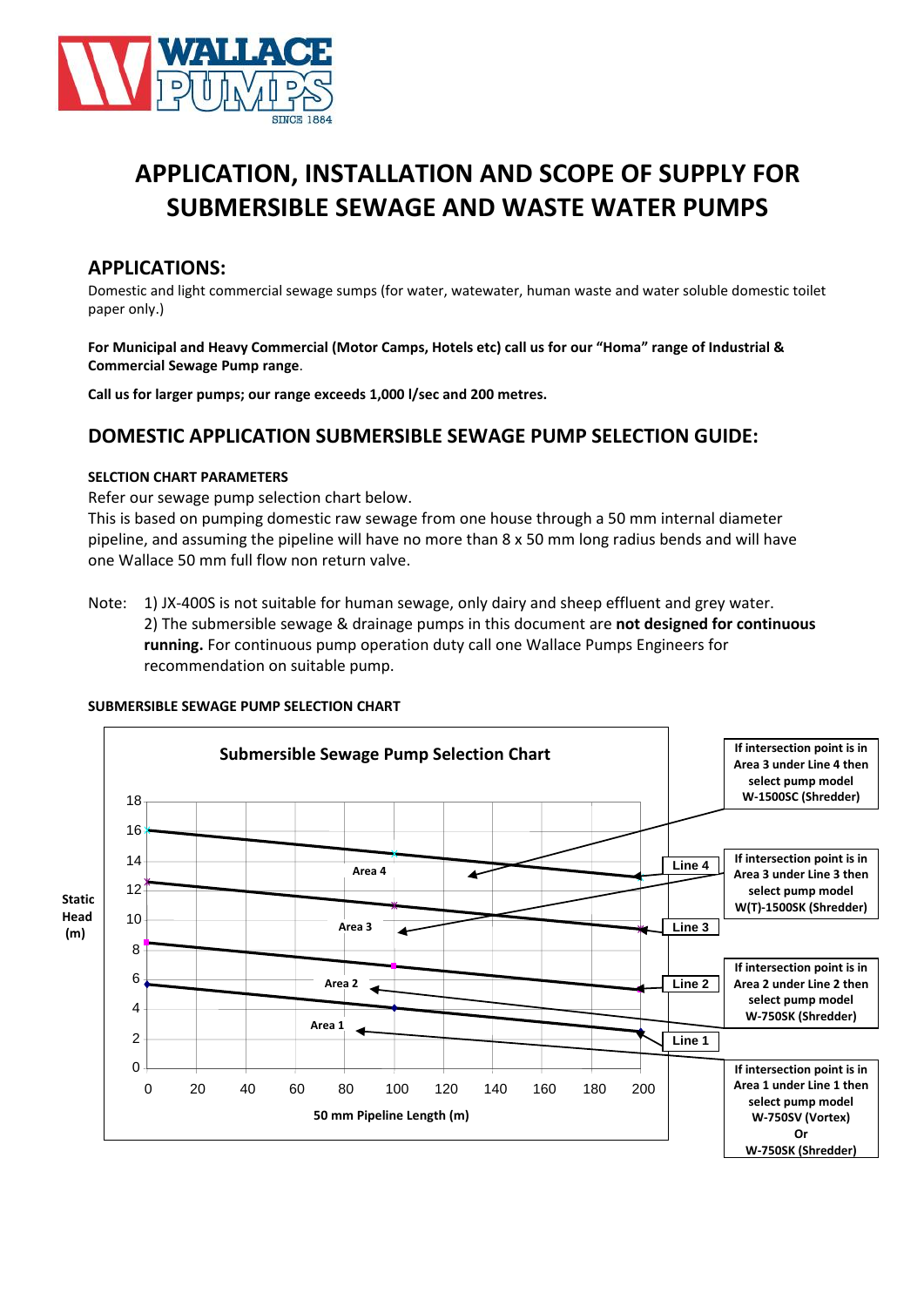# APPLICATION, INSTALLATION AND SCOPE OF SUPPLY FOR SUBMERSIBLE SEWAGE AND WASTE WATER PUMPS

## APPLICATIONS:

Domestic and light commercial sewage sumps (for water, watewater, human waste and water soluble domestic toilet paper only.)

**For Municipal and Heavy Commercial (Motor Camps, Hotels etc) call us for our "Homa" range of Industrial & Commercial Sewage Pump range**.

**Call us for larger pumps; our range exceeds 1,000 l/sec and 200 metres.**

## DOMESTIC APPLICATION SUBMERSIBLE SEWAGE PUMP SELECTION GUIDE:

#### SELCTION CHART PARAMETERS

Refer our sewage pump selection chart below.

This is based on pumping domestic raw sewage from one house through a 50 mm internal diameter pipeline, and assuming the pipeline will have no more than 8 x 50 mm long radius bends and will have one Wallace 50 mm full flow non return valve.

Note: 1) JX-400S is not suitable for human sewage, only dairy and sheep effluent and grey water.
2) The submersible sewage & drainage pumps in this document are **not designed for continuous running.** For continuous pump operation duty call one Wallace Pumps Engineers for recommendation on suitable pump.

#### SUBMERSIBLE SEWAGE PUMP SELECTION CHART

**Submersible Sewage Pump Selection Chart**

Static Head (m) vs 50 mm Pipeline Length (m)

- **If intersection point is in Area 3 under Line 4 then select pump model W-1500SC (Shredder)**
- **If intersection point is in Area 3 under Line 3 then select pump model W(T)-1500SK (Shredder)**
- **If intersection point is in Area 2 under Line 2 then select pump model W-750SK (Shredder)**
- **If intersection point is in Area 1 under Line 1 then select pump model W-750SV (Vortex) Or W-750SK (Shredder)**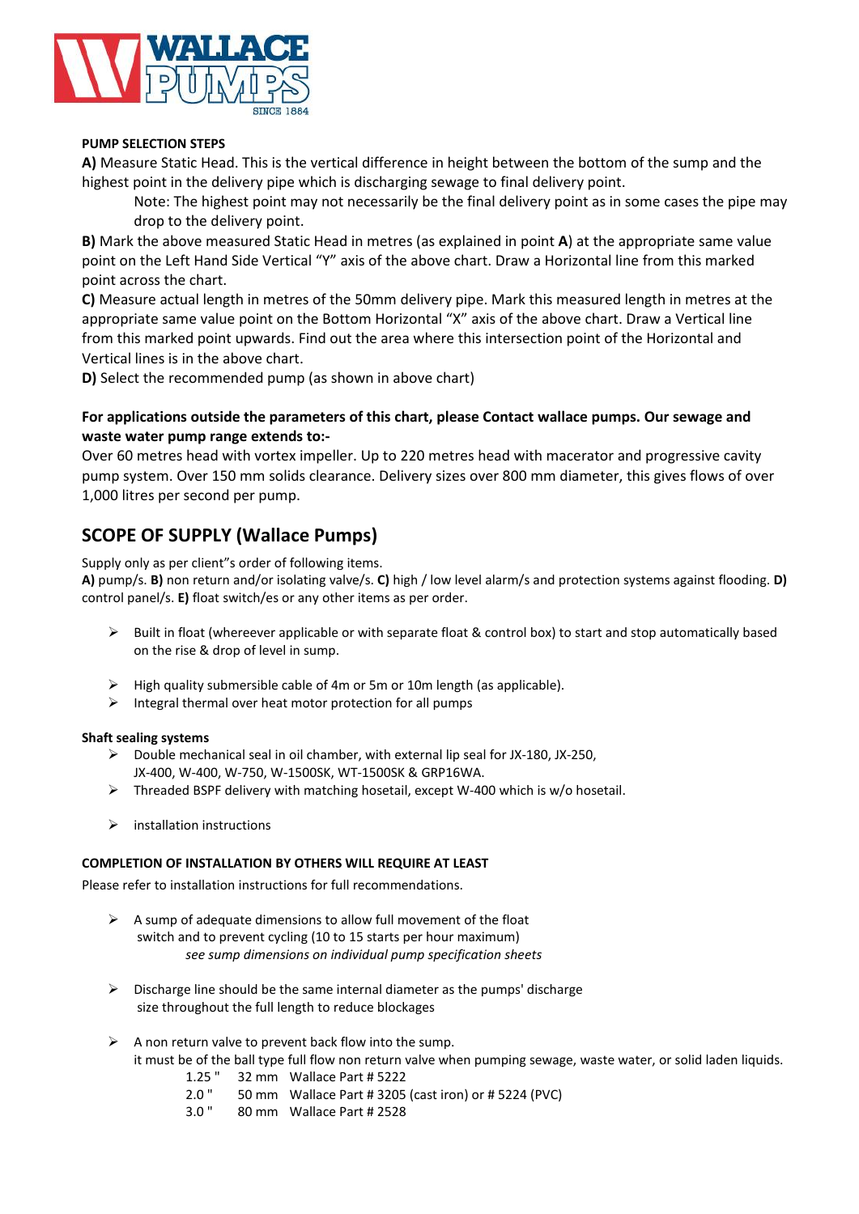**PUMP SELECTION STEPS**

**A)** Measure Static Head. This is the vertical difference in height between the bottom of the sump and the highest point in the delivery pipe which is discharging sewage to final delivery point.

Note: The highest point may not necessarily be the final delivery point as in some cases the pipe may drop to the delivery point.

**B)** Mark the above measured Static Head in metres (as explained in point **A**) at the appropriate same value point on the Left Hand Side Vertical "Y" axis of the above chart. Draw a Horizontal line from this marked point across the chart.

**C)** Measure actual length in metres of the 50mm delivery pipe. Mark this measured length in metres at the appropriate same value point on the Bottom Horizontal "X" axis of the above chart. Draw a Vertical line from this marked point upwards. Find out the area where this intersection point of the Horizontal and Vertical lines is in the above chart.

**D)** Select the recommended pump (as shown in above chart)

**For applications outside the parameters of this chart, please Contact wallace pumps. Our sewage and waste water pump range extends to:-**

Over 60 metres head with vortex impeller. Up to 220 metres head with macerator and progressive cavity pump system. Over 150 mm solids clearance. Delivery sizes over 800 mm diameter, this gives flows of over 1,000 litres per second per pump.

## SCOPE OF SUPPLY (Wallace Pumps)

Supply only as per client"s order of following items.

**A)** pump/s. **B)** non return and/or isolating valve/s. **C)** high / low level alarm/s and protection systems against flooding. **D)** control panel/s. **E)** float switch/es or any other items as per order.

- Built in float (whereever applicable or with separate float & control box) to start and stop automatically based on the rise & drop of level in sump.
- High quality submersible cable of 4m or 5m or 10m length (as applicable).
- Integral thermal over heat motor protection for all pumps

**Shaft sealing systems**

- Double mechanical seal in oil chamber, with external lip seal for JX-180, JX-250, JX-400, W-400, W-750, W-1500SK, WT-1500SK & GRP16WA.
- Threaded BSPF delivery with matching hosetail, except W-400 which is w/o hosetail.
- installation instructions

**COMPLETION OF INSTALLATION BY OTHERS WILL REQUIRE AT LEAST**

Please refer to installation instructions for full recommendations.

- A sump of adequate dimensions to allow full movement of the float switch and to prevent cycling (10 to 15 starts per hour maximum)
  *see sump dimensions on individual pump specification sheets*
- Discharge line should be the same internal diameter as the pumps' discharge size throughout the full length to reduce blockages
- A non return valve to prevent back flow into the sump.
  it must be of the ball type full flow non return valve when pumping sewage, waste water, or solid laden liquids.
  - 1.25 " 32 mm Wallace Part # 5222
  - 2.0 " 50 mm Wallace Part # 3205 (cast iron) or # 5224 (PVC)
  - 3.0 " 80 mm Wallace Part # 2528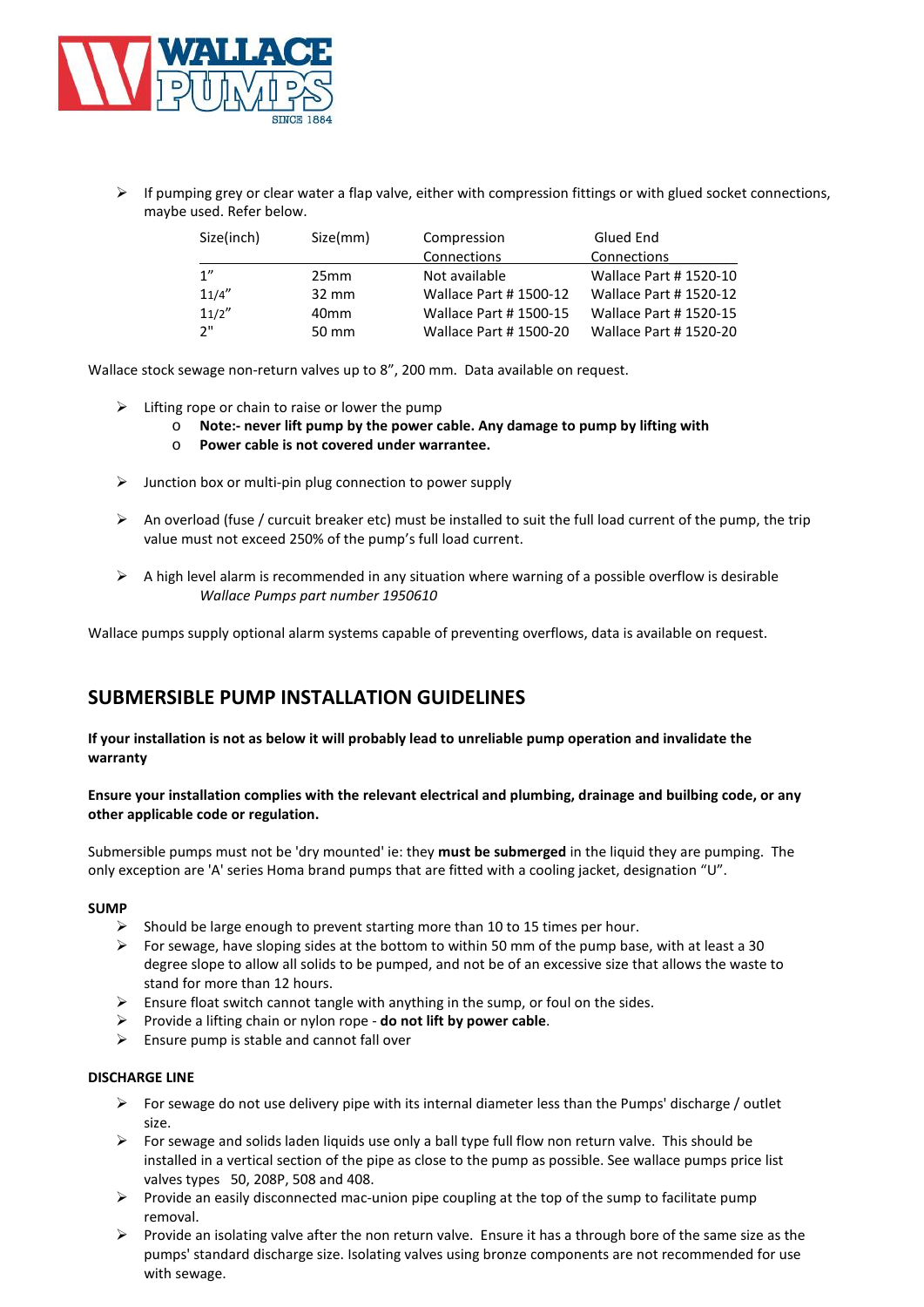- If pumping grey or clear water a flap valve, either with compression fittings or with glued socket connections, maybe used. Refer below.

| Size(inch) | Size(mm) | Compression Connections | Glued End Connections |
|---|---|---|---|
| 1" | 25mm | Not available | Wallace Part # 1520-10 |
| 11/4" | 32 mm | Wallace Part # 1500-12 | Wallace Part # 1520-12 |
| 11/2" | 40mm | Wallace Part # 1500-15 | Wallace Part # 1520-15 |
| 2" | 50 mm | Wallace Part # 1500-20 | Wallace Part # 1520-20 |

Wallace stock sewage non-return valves up to 8", 200 mm. Data available on request.

- Lifting rope or chain to raise or lower the pump
  - **Note:- never lift pump by the power cable. Any damage to pump by lifting with**
  - **Power cable is not covered under warrantee.**

- Junction box or multi-pin plug connection to power supply

- An overload (fuse / curcuit breaker etc) must be installed to suit the full load current of the pump, the trip value must not exceed 250% of the pump's full load current.

- A high level alarm is recommended in any situation where warning of a possible overflow is desirable
  *Wallace Pumps part number 1950610*

Wallace pumps supply optional alarm systems capable of preventing overflows, data is available on request.

## SUBMERSIBLE PUMP INSTALLATION GUIDELINES

**If your installation is not as below it will probably lead to unreliable pump operation and invalidate the warranty**

**Ensure your installation complies with the relevant electrical and plumbing, drainage and builbing code, or any other applicable code or regulation.**

Submersible pumps must not be 'dry mounted' ie: they **must be submerged** in the liquid they are pumping. The only exception are 'A' series Homa brand pumps that are fitted with a cooling jacket, designation "U".

### SUMP

- Should be large enough to prevent starting more than 10 to 15 times per hour.
- For sewage, have sloping sides at the bottom to within 50 mm of the pump base, with at least a 30 degree slope to allow all solids to be pumped, and not be of an excessive size that allows the waste to stand for more than 12 hours.
- Ensure float switch cannot tangle with anything in the sump, or foul on the sides.
- Provide a lifting chain or nylon rope - **do not lift by power cable**.
- Ensure pump is stable and cannot fall over

### DISCHARGE LINE

- For sewage do not use delivery pipe with its internal diameter less than the Pumps' discharge / outlet size.
- For sewage and solids laden liquids use only a ball type full flow non return valve. This should be installed in a vertical section of the pipe as close to the pump as possible. See wallace pumps price list valves types 50, 208P, 508 and 408.
- Provide an easily disconnected mac-union pipe coupling at the top of the sump to facilitate pump removal.
- Provide an isolating valve after the non return valve. Ensure it has a through bore of the same size as the pumps' standard discharge size. Isolating valves using bronze components are not recommended for use with sewage.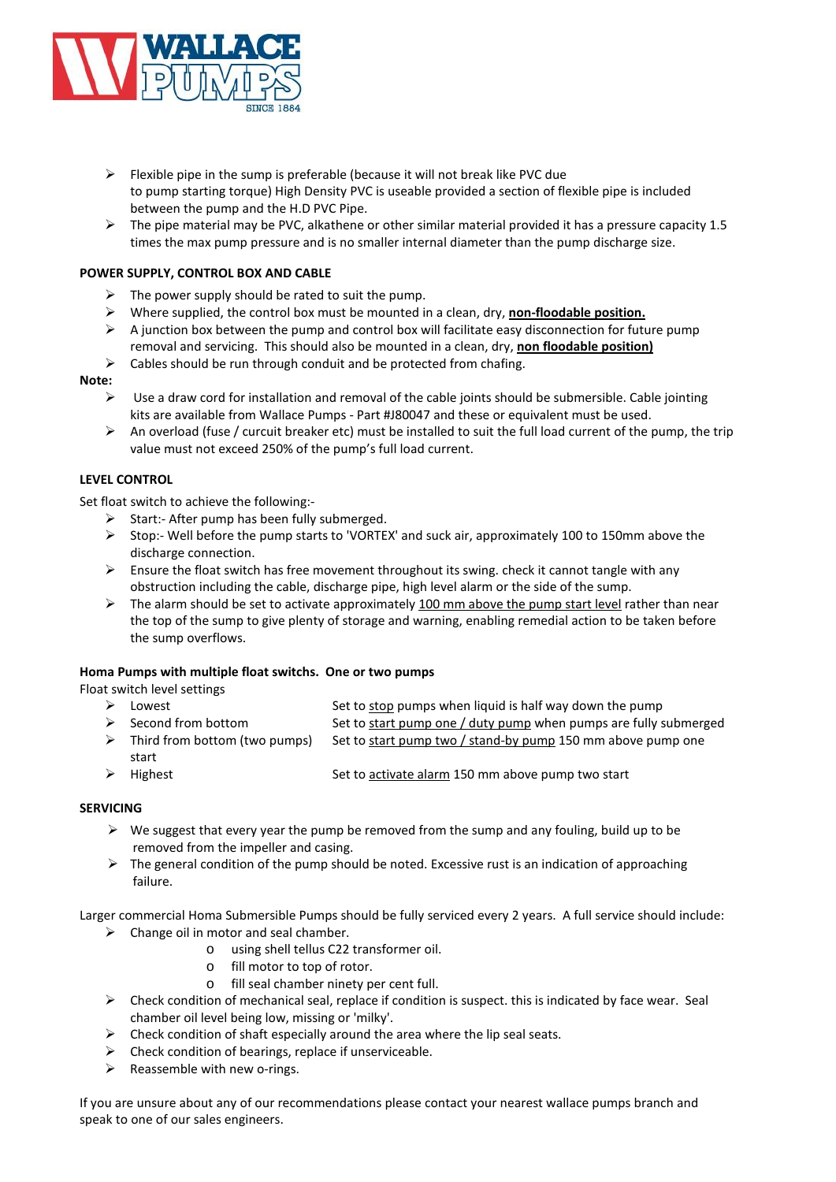- Flexible pipe in the sump is preferable (because it will not break like PVC due to pump starting torque) High Density PVC is useable provided a section of flexible pipe is included between the pump and the H.D PVC Pipe.
- The pipe material may be PVC, alkathene or other similar material provided it has a pressure capacity 1.5 times the max pump pressure and is no smaller internal diameter than the pump discharge size.

**POWER SUPPLY, CONTROL BOX AND CABLE**

- The power supply should be rated to suit the pump.
- Where supplied, the control box must be mounted in a clean, dry, **non-floodable position.**
- A junction box between the pump and control box will facilitate easy disconnection for future pump removal and servicing. This should also be mounted in a clean, dry, **non floodable position)**
- Cables should be run through conduit and be protected from chafing.

**Note:**

- Use a draw cord for installation and removal of the cable joints should be submersible. Cable jointing kits are available from Wallace Pumps - Part #J80047 and these or equivalent must be used.
- An overload (fuse / curcuit breaker etc) must be installed to suit the full load current of the pump, the trip value must not exceed 250% of the pump's full load current.

**LEVEL CONTROL**

Set float switch to achieve the following:-

- Start:- After pump has been fully submerged.
- Stop:- Well before the pump starts to 'VORTEX' and suck air, approximately 100 to 150mm above the discharge connection.
- Ensure the float switch has free movement throughout its swing. check it cannot tangle with any obstruction including the cable, discharge pipe, high level alarm or the side of the sump.
- The alarm should be set to activate approximately 100 mm above the pump start level rather than near the top of the sump to give plenty of storage and warning, enabling remedial action to be taken before the sump overflows.

**Homa Pumps with multiple float switches. One or two pumps**

Float switch level settings

| | |
|---|---|
| Lowest | Set to stop pumps when liquid is half way down the pump |
| Second from bottom | Set to start pump one / duty pump when pumps are fully submerged |
| Third from bottom (two pumps) start | Set to start pump two / stand-by pump 150 mm above pump one |
| Highest | Set to activate alarm 150 mm above pump two start |

**SERVICING**

- We suggest that every year the pump be removed from the sump and any fouling, build up to be removed from the impeller and casing.
- The general condition of the pump should be noted. Excessive rust is an indication of approaching failure.

Larger commercial Homa Submersible Pumps should be fully serviced every 2 years. A full service should include:

- Change oil in motor and seal chamber.
  - using shell tellus C22 transformer oil.
  - fill motor to top of rotor.
  - fill seal chamber ninety per cent full.
- Check condition of mechanical seal, replace if condition is suspect. this is indicated by face wear. Seal chamber oil level being low, missing or 'milky'.
- Check condition of shaft especially around the area where the lip seal seats.
- Check condition of bearings, replace if unserviceable.
- Reassemble with new o-rings.

If you are unsure about any of our recommendations please contact your nearest wallace pumps branch and speak to one of our sales engineers.